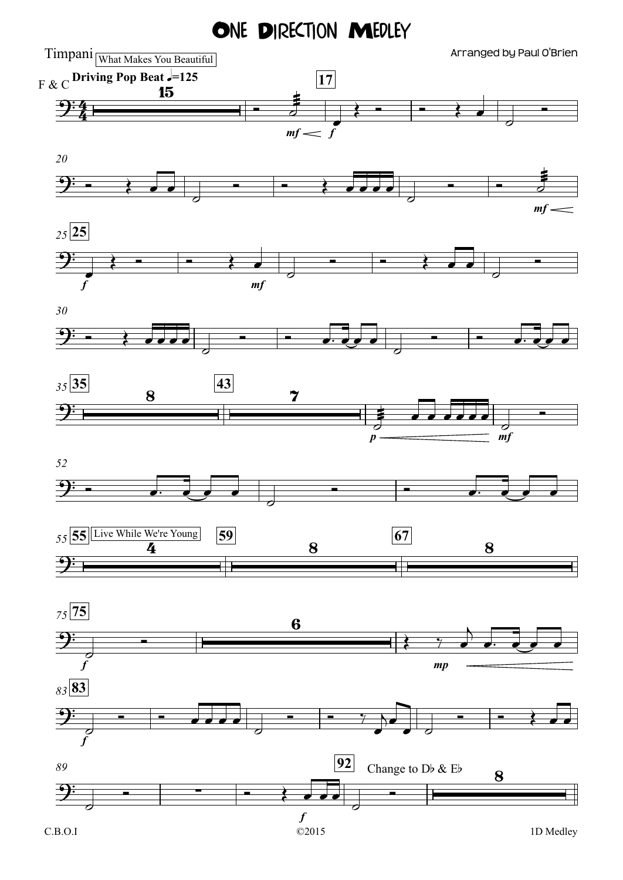# One Direction Medley

Timpani

Arranged by Paul O'Brien

F & C

What Makes You Beautiful

**Driving Pop Beat** ♩=125

Live While We're Young

Change to D♭ & E♭

C.B.O.I ©2015 1D Medley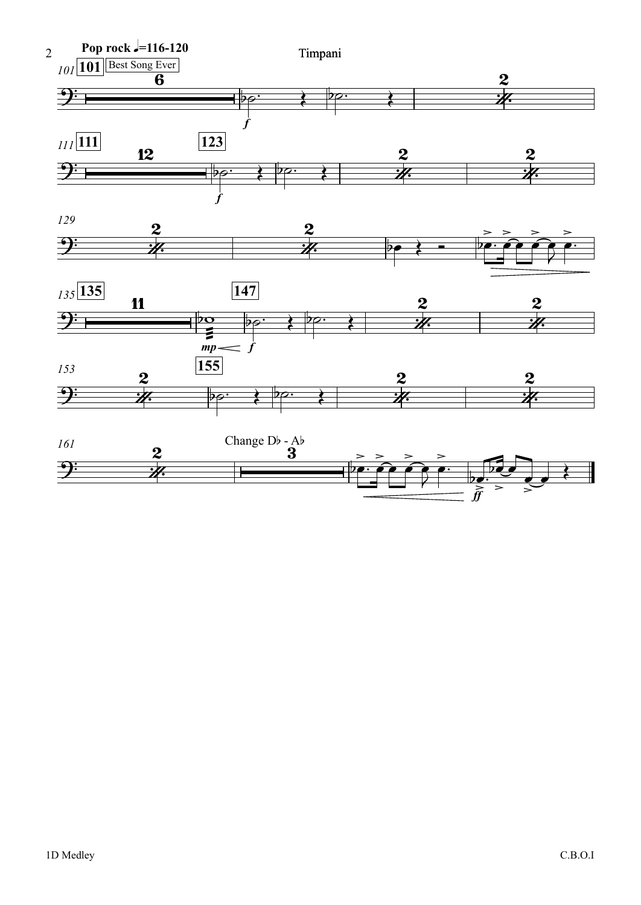Timpani

**Pop rock** ♩=116-120

101 **101** Best Song Ever

Change D♭ - A♭